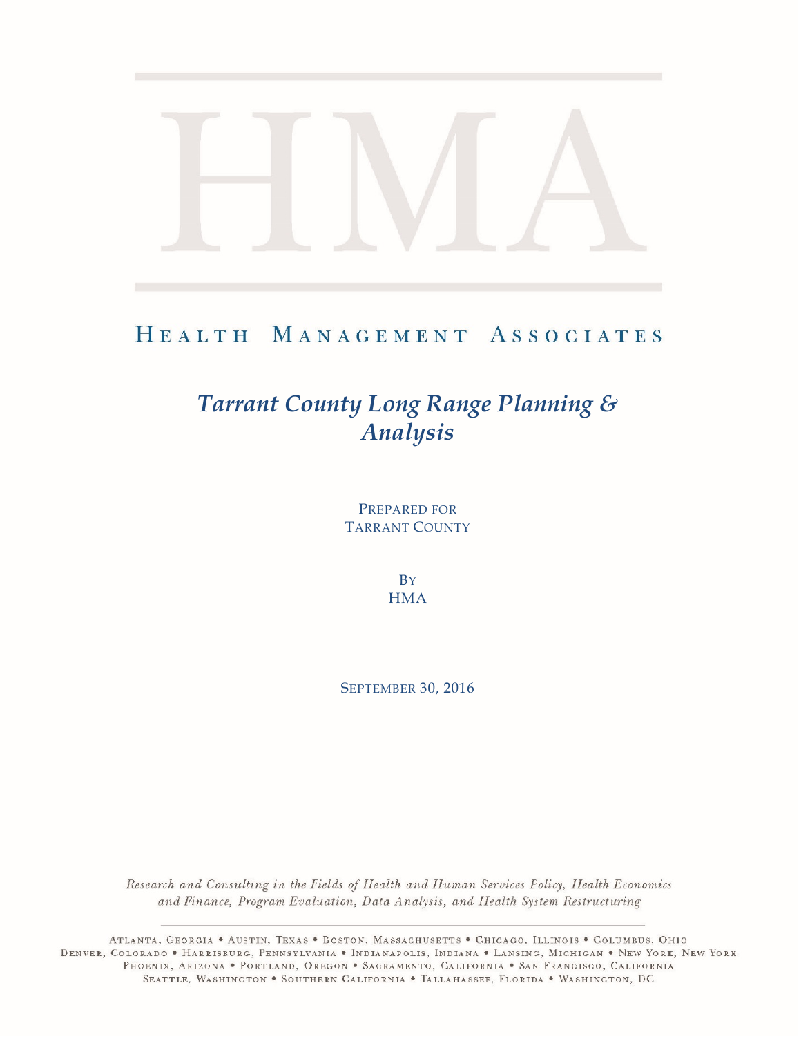# HMA

## Health Management Associates

# *Tarrant County Long Range Planning & Analysis*

PREPARED FOR
TARRANT COUNTY

BY
HMA

SEPTEMBER 30, 2016

*Research and Consulting in the Fields of Health and Human Services Policy, Health Economics and Finance, Program Evaluation, Data Analysis, and Health System Restructuring*

ATLANTA, GEORGIA • AUSTIN, TEXAS • BOSTON, MASSACHUSETTS • CHICAGO, ILLINOIS • COLUMBUS, OHIO
DENVER, COLORADO • HARRISBURG, PENNSYLVANIA • INDIANAPOLIS, INDIANA • LANSING, MICHIGAN • NEW YORK, NEW YORK
PHOENIX, ARIZONA • PORTLAND, OREGON • SACRAMENTO, CALIFORNIA • SAN FRANCISCO, CALIFORNIA
SEATTLE, WASHINGTON • SOUTHERN CALIFORNIA • TALLAHASSEE, FLORIDA • WASHINGTON, DC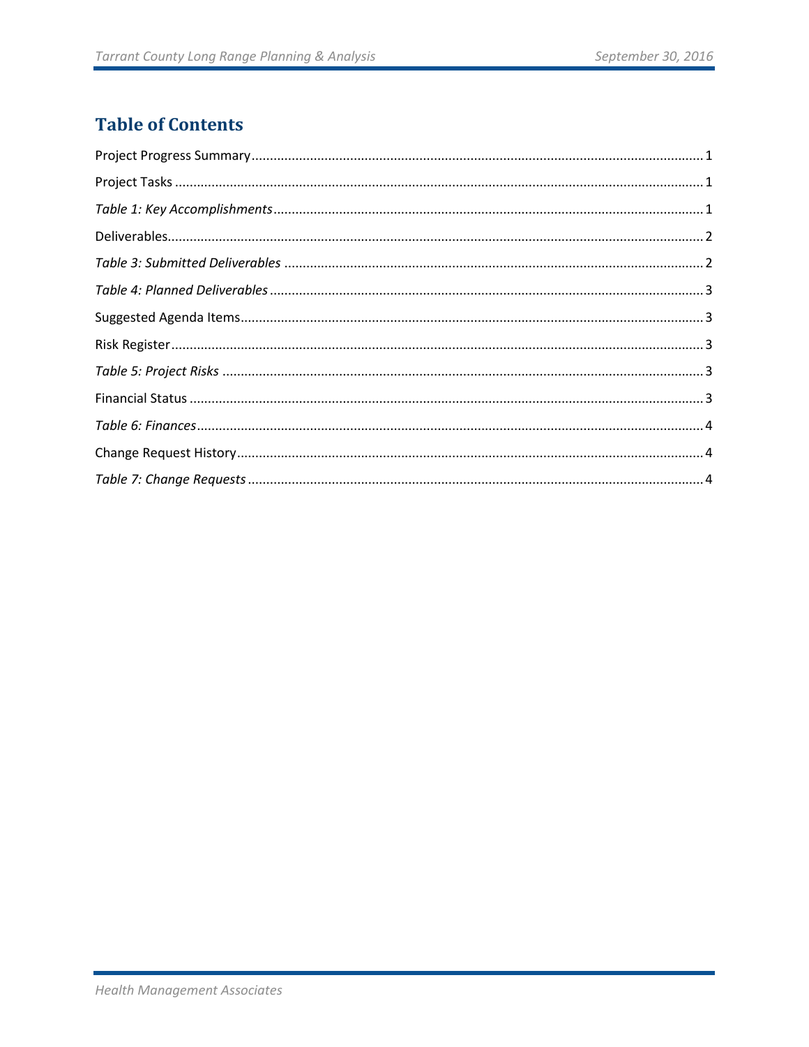# Table of Contents

Project Progress Summary ........................................................................................................... 1

Project Tasks ............................................................................................................................... 1

*Table 1: Key Accomplishments* .................................................................................................... 1

Deliverables.................................................................................................................................. 2

*Table 3: Submitted Deliverables* ................................................................................................. 2

*Table 4: Planned Deliverables* ..................................................................................................... 3

Suggested Agenda Items............................................................................................................... 3

Risk Register................................................................................................................................. 3

*Table 5: Project Risks* .................................................................................................................. 3

Financial Status ............................................................................................................................ 3

*Table 6: Finances*.......................................................................................................................... 4

Change Request History............................................................................................................... 4

*Table 7: Change Requests* ........................................................................................................... 4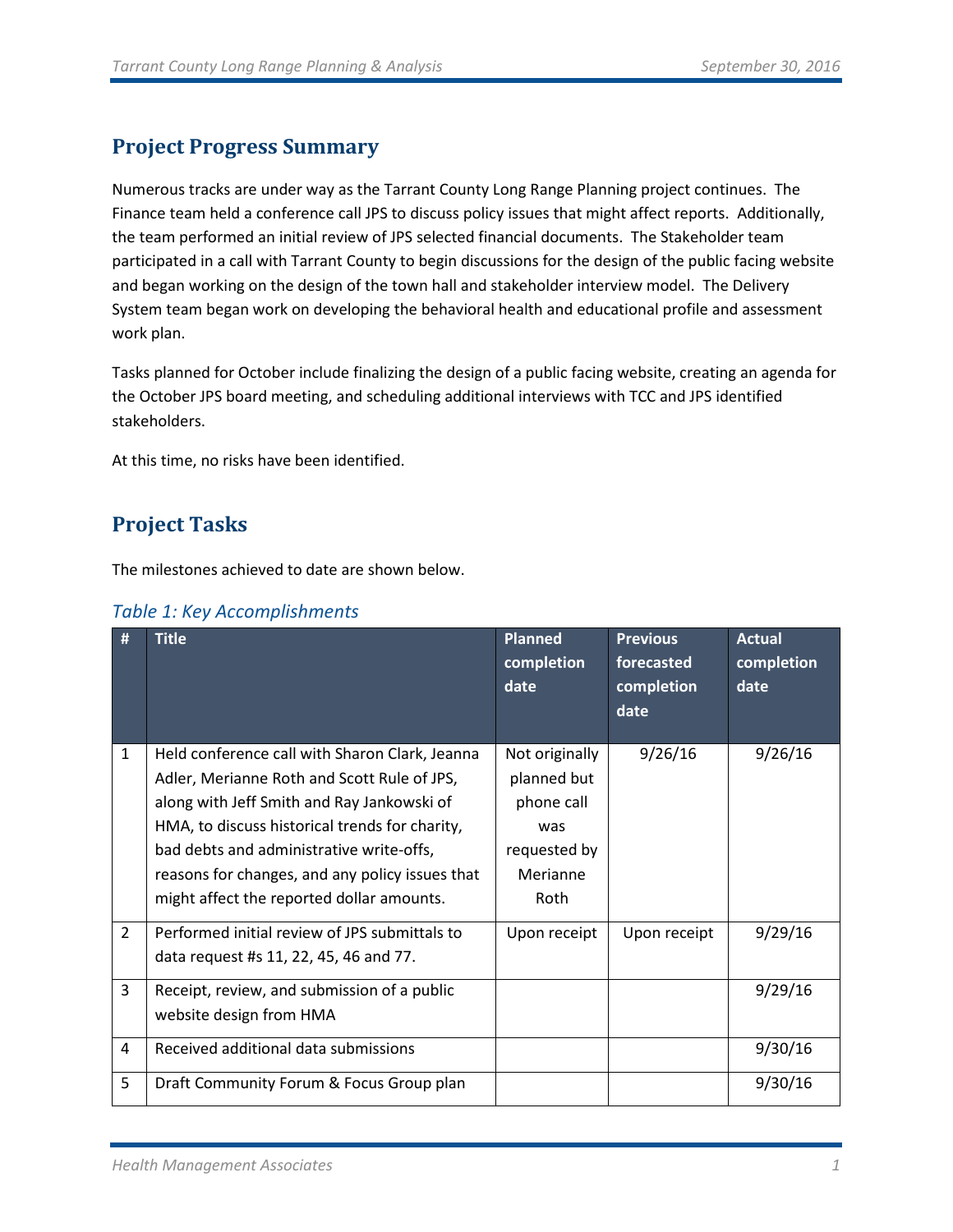## Project Progress Summary

Numerous tracks are under way as the Tarrant County Long Range Planning project continues. The Finance team held a conference call JPS to discuss policy issues that might affect reports. Additionally, the team performed an initial review of JPS selected financial documents. The Stakeholder team participated in a call with Tarrant County to begin discussions for the design of the public facing website and began working on the design of the town hall and stakeholder interview model. The Delivery System team began work on developing the behavioral health and educational profile and assessment work plan.

Tasks planned for October include finalizing the design of a public facing website, creating an agenda for the October JPS board meeting, and scheduling additional interviews with TCC and JPS identified stakeholders.

At this time, no risks have been identified.

## Project Tasks

The milestones achieved to date are shown below.

*Table 1: Key Accomplishments*

| # | Title | Planned completion date | Previous forecasted completion date | Actual completion date |
|---|---|---|---|---|
| 1 | Held conference call with Sharon Clark, Jeanna Adler, Merianne Roth and Scott Rule of JPS, along with Jeff Smith and Ray Jankowski of HMA, to discuss historical trends for charity, bad debts and administrative write-offs, reasons for changes, and any policy issues that might affect the reported dollar amounts. | Not originally planned but phone call was requested by Merianne Roth | 9/26/16 | 9/26/16 |
| 2 | Performed initial review of JPS submittals to data request #s 11, 22, 45, 46 and 77. | Upon receipt | Upon receipt | 9/29/16 |
| 3 | Receipt, review, and submission of a public website design from HMA | | | 9/29/16 |
| 4 | Received additional data submissions | | | 9/30/16 |
| 5 | Draft Community Forum & Focus Group plan | | | 9/30/16 |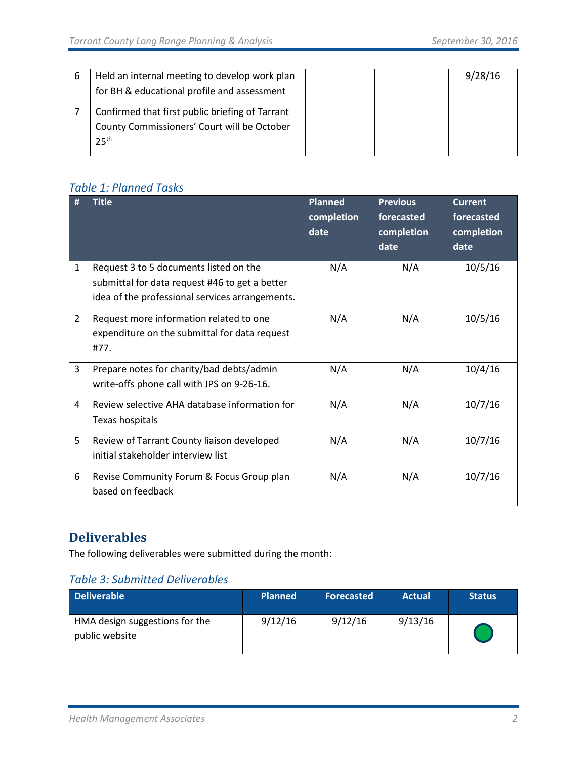| 6 | Held an internal meeting to develop work plan for BH & educational profile and assessment | | | 9/28/16 |
|---|---|---|---|---|
| 7 | Confirmed that first public briefing of Tarrant County Commissioners' Court will be October 25th | | | |

*Table 1: Planned Tasks*

| # | Title | Planned completion date | Previous forecasted completion date | Current forecasted completion date |
|---|---|---|---|---|
| 1 | Request 3 to 5 documents listed on the submittal for data request #46 to get a better idea of the professional services arrangements. | N/A | N/A | 10/5/16 |
| 2 | Request more information related to one expenditure on the submittal for data request #77. | N/A | N/A | 10/5/16 |
| 3 | Prepare notes for charity/bad debts/admin write-offs phone call with JPS on 9-26-16. | N/A | N/A | 10/4/16 |
| 4 | Review selective AHA database information for Texas hospitals | N/A | N/A | 10/7/16 |
| 5 | Review of Tarrant County liaison developed initial stakeholder interview list | N/A | N/A | 10/7/16 |
| 6 | Revise Community Forum & Focus Group plan based on feedback | N/A | N/A | 10/7/16 |

## Deliverables

The following deliverables were submitted during the month:

*Table 3: Submitted Deliverables*

| Deliverable | Planned | Forecasted | Actual | Status |
|---|---|---|---|---|
| HMA design suggestions for the public website | 9/12/16 | 9/12/16 | 9/13/16 | ● (green) |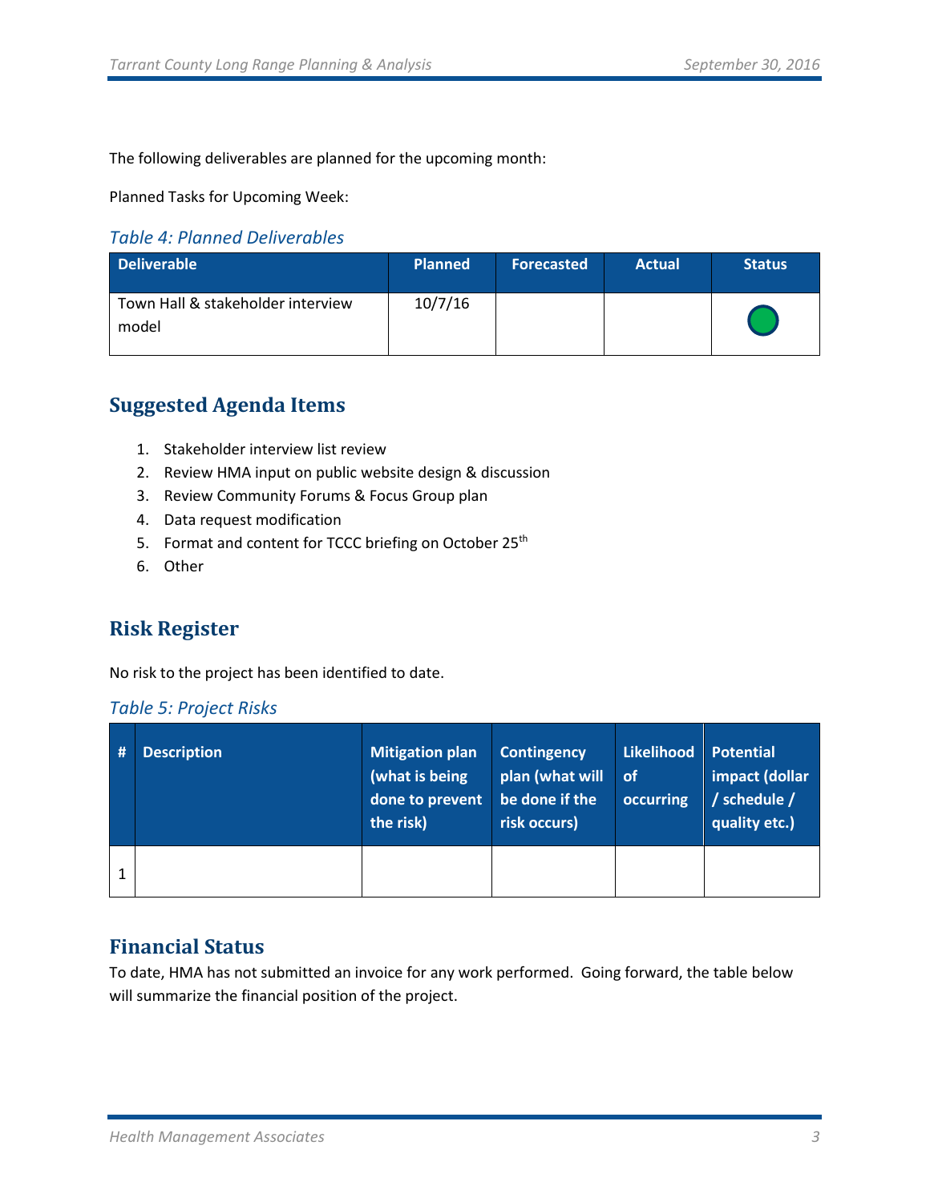The following deliverables are planned for the upcoming month:

Planned Tasks for Upcoming Week:

*Table 4: Planned Deliverables*

| Deliverable | Planned | Forecasted | Actual | Status |
|---|---|---|---|---|
| Town Hall & stakeholder interview model | 10/7/16 | | | ● |

## Suggested Agenda Items

1. Stakeholder interview list review
2. Review HMA input on public website design & discussion
3. Review Community Forums & Focus Group plan
4. Data request modification
5. Format and content for TCCC briefing on October 25th
6. Other

## Risk Register

No risk to the project has been identified to date.

*Table 5: Project Risks*

| # | Description | Mitigation plan (what is being done to prevent the risk) | Contingency plan (what will be done if the risk occurs) | Likelihood of occurring | Potential impact (dollar / schedule / quality etc.) |
|---|---|---|---|---|---|
| 1 | | | | | |

## Financial Status

To date, HMA has not submitted an invoice for any work performed. Going forward, the table below will summarize the financial position of the project.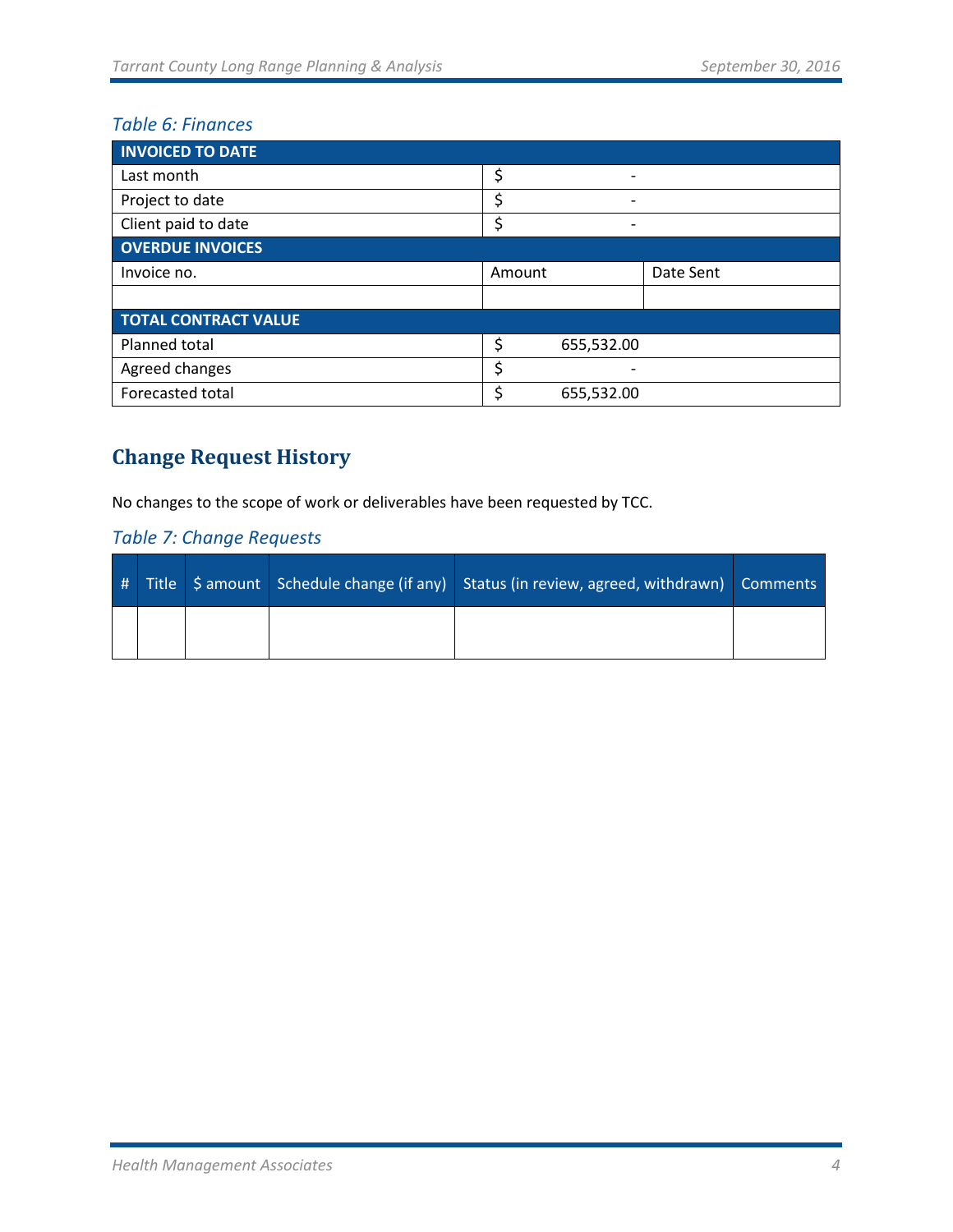*Table 6: Finances*

| INVOICED TO DATE | | |
|---|---|---|
| Last month | $ - | |
| Project to date | $ - | |
| Client paid to date | $ - | |
| **OVERDUE INVOICES** | | |
| Invoice no. | Amount | Date Sent |
| | | |
| **TOTAL CONTRACT VALUE** | | |
| Planned total | $ 655,532.00 | |
| Agreed changes | $ - | |
| Forecasted total | $ 655,532.00 | |

## Change Request History

No changes to the scope of work or deliverables have been requested by TCC.

*Table 7: Change Requests*

| # | Title | $ amount | Schedule change (if any) | Status (in review, agreed, withdrawn) | Comments |
|---|---|---|---|---|---|
| | | | | | |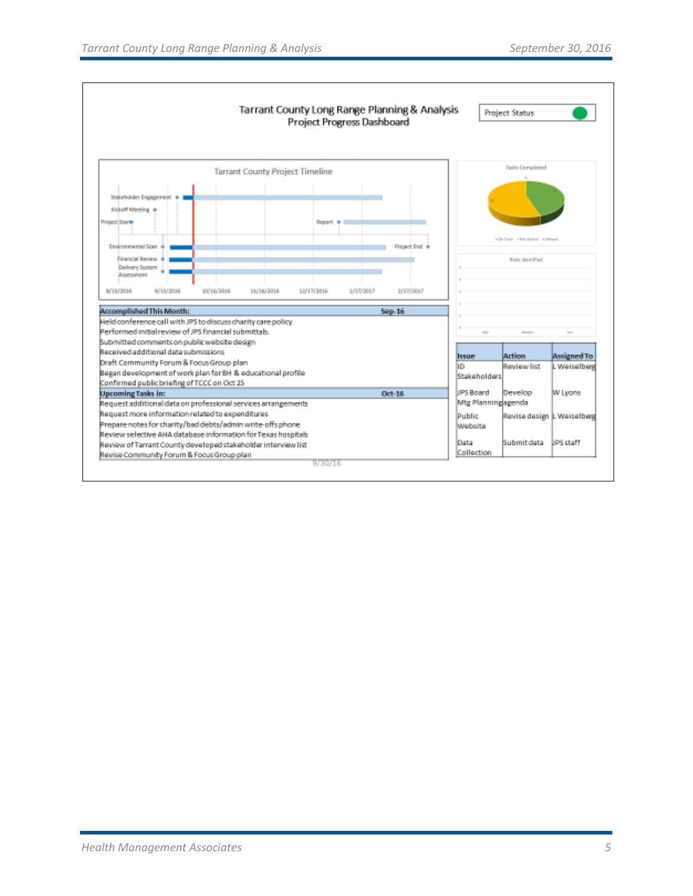# Tarrant County Long Range Planning & Analysis
## Project Progress Dashboard

Project Status

Tarrant County Project Timeline

Stakeholder Engagement
Kickoff Meeting
Project Start
Report
Environmental Scan
Project End
Financial Review
Delivery System Assessment

8/15/2016
9/15/2016
10/16/2016
11/16/2016
12/17/2016
1/17/2017
2/17/2017

Tasks Completed

On Track
Not Started
Delayed

Risks Identified

High
Medium
Low

| Accomplished This Month: | Sep-16 |
|---|---|
| Held conference call with JPS to discuss charity care policy | |
| Performed initial review of JPS financial submittals. | |
| Submitted comments on public website design | |
| Received additional data submissions | |
| Draft Community Forum & Focus Group plan | |
| Began development of work plan for BH & educational profile | |
| Confirmed public briefing of TCCC on Oct 25 | |
| **Upcoming Tasks in:** | **Oct-16** |
| Request additional data on professional services arrangements | |
| Request more information related to expenditures | |
| Prepare notes for charity/bad debts/admin write-offs phone | |
| Review selective AHA database information for Texas hospitals | |
| Review of Tarrant County developed stakeholder interview list | |
| Revise Community Forum & Focus Group plan | |

9/30/16

| Issue | Action | Assigned To |
|---|---|---|
| ID Stakeholders | Review list | L Weiselberg |
| JPS Board Mtg Planning | Develop agenda | W Lyons |
| Public Website | Revise design | L Weiselberg |
| Data Collection | Submit data | JPS staff |